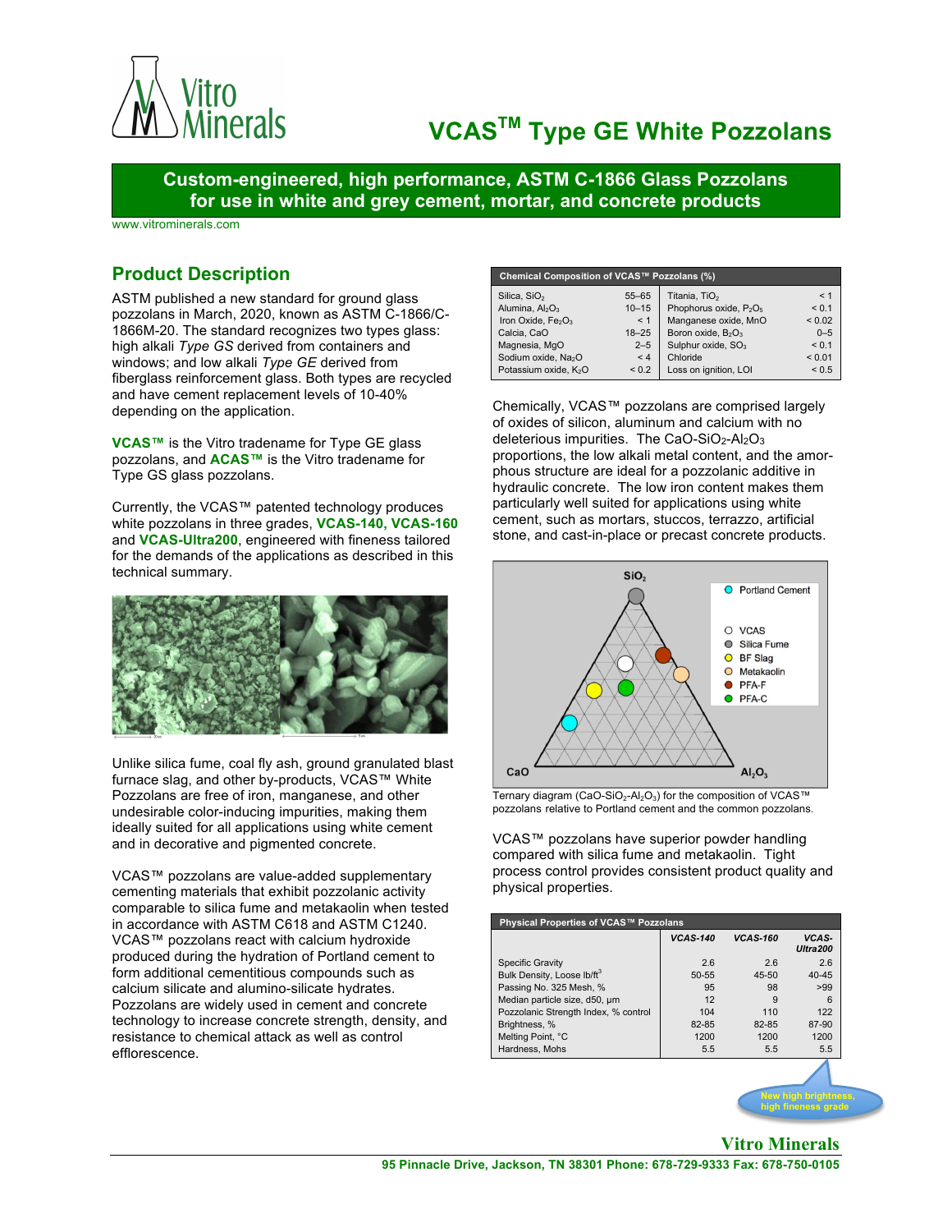# VCAS™ Type GE White Pozzolans

**Custom-engineered, high performance, ASTM C-1866 Glass Pozzolans for use in white and grey cement, mortar, and concrete products**

www.vitrominerals.com

## Product Description

ASTM published a new standard for ground glass pozzolans in March, 2020, known as ASTM C-1866/C-1866M-20. The standard recognizes two types glass: high alkali *Type GS* derived from containers and windows; and low alkali *Type GE* derived from fiberglass reinforcement glass. Both types are recycled and have cement replacement levels of 10-40% depending on the application.

**VCAS™** is the Vitro tradename for Type GE glass pozzolans, and **ACAS™** is the Vitro tradename for Type GS glass pozzolans.

Currently, the VCAS™ patented technology produces white pozzolans in three grades, **VCAS-140, VCAS-160** and **VCAS-Ultra200**, engineered with fineness tailored for the demands of the applications as described in this technical summary.

Unlike silica fume, coal fly ash, ground granulated blast furnace slag, and other by-products, VCAS™ White Pozzolans are free of iron, manganese, and other undesirable color-inducing impurities, making them ideally suited for all applications using white cement and in decorative and pigmented concrete.

VCAS™ pozzolans are value-added supplementary cementing materials that exhibit pozzolanic activity comparable to silica fume and metakaolin when tested in accordance with ASTM C618 and ASTM C1240. VCAS™ pozzolans react with calcium hydroxide produced during the hydration of Portland cement to form additional cementitious compounds such as calcium silicate and alumino-silicate hydrates. Pozzolans are widely used in cement and concrete technology to increase concrete strength, density, and resistance to chemical attack as well as control efflorescence.

**Chemical Composition of VCAS™ Pozzolans (%)**

| Component | % | Component | % |
|---|---|---|---|
| Silica, $SiO_2$ | 55–65 | Titania, $TiO_2$ | < 1 |
| Alumina, $Al_2O_3$ | 10–15 | Phophorus oxide, $P_2O_5$ | < 0.1 |
| Iron Oxide, $Fe_2O_3$ | < 1 | Manganese oxide, MnO | < 0.02 |
| Calcia, CaO | 18–25 | Boron oxide, $B_2O_3$ | 0–5 |
| Magnesia, MgO | 2–5 | Sulphur oxide, $SO_3$ | < 0.1 |
| Sodium oxide, $Na_2O$ | < 4 | Chloride | < 0.01 |
| Potassium oxide, $K_2O$ | < 0.2 | Loss on ignition, LOI | < 0.5 |

Chemically, VCAS™ pozzolans are comprised largely of oxides of silicon, aluminum and calcium with no deleterious impurities. The $CaO$-$SiO_2$-$Al_2O_3$ proportions, the low alkali metal content, and the amorphous structure are ideal for a pozzolanic additive in hydraulic concrete. The low iron content makes them particularly well suited for applications using white cement, such as mortars, stuccos, terrazzo, artificial stone, and cast-in-place or precast concrete products.

Ternary diagram ($CaO$-$SiO_2$-$Al_2O_3$) for the composition of VCAS™ pozzolans relative to Portland cement and the common pozzolans.

VCAS™ pozzolans have superior powder handling compared with silica fume and metakaolin. Tight process control provides consistent product quality and physical properties.

**Physical Properties of VCAS™ Pozzolans**

| | VCAS-140 | VCAS-160 | VCAS-Ultra200 |
|---|---|---|---|
| Specific Gravity | 2.6 | 2.6 | 2.6 |
| Bulk Density, Loose lb/ft$^3$ | 50-55 | 45-50 | 40-45 |
| Passing No. 325 Mesh, % | 95 | 98 | >99 |
| Median particle size, d50, µm | 12 | 9 | 6 |
| Pozzolanic Strength Index, % control | 104 | 110 | 122 |
| Brightness, % | 82-85 | 82-85 | 87-90 |
| Melting Point, °C | 1200 | 1200 | 1200 |
| Hardness, Mohs | 5.5 | 5.5 | 5.5 |

New high brightness, high fineness grade

**Vitro Minerals**

95 Pinnacle Drive, Jackson, TN 38301 Phone: 678-729-9333 Fax: 678-750-0105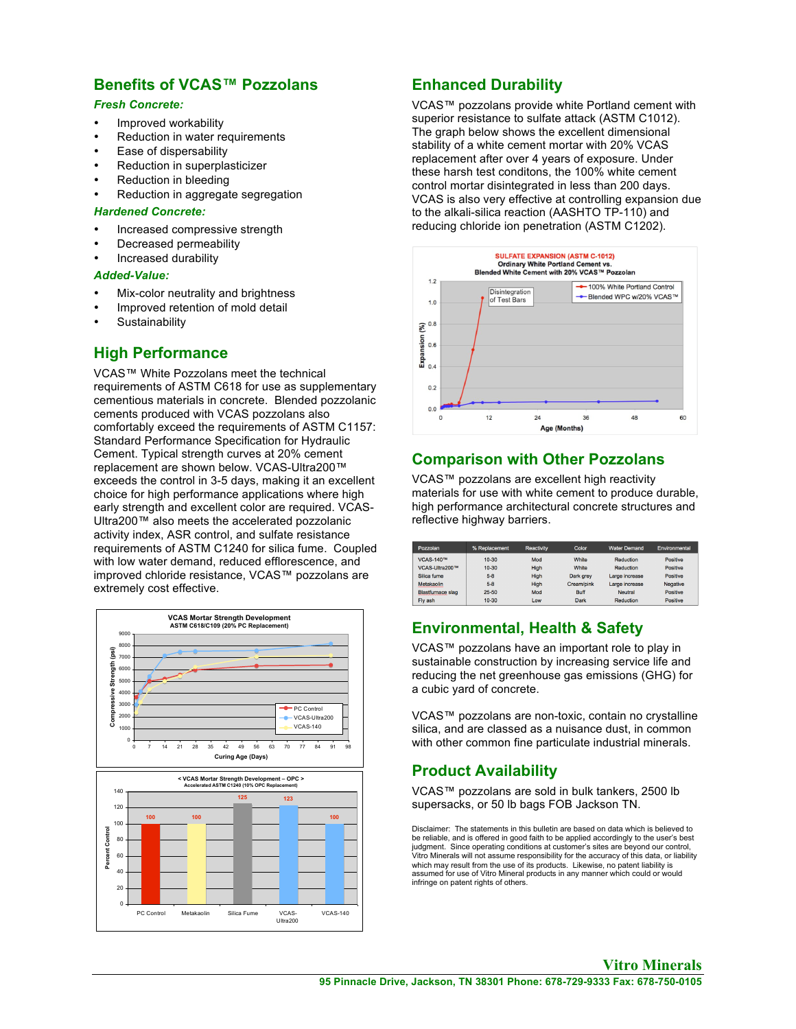## Benefits of VCAS™ Pozzolans

### *Fresh Concrete:*

- Improved workability
- Reduction in water requirements
- Ease of dispersability
- Reduction in superplasticizer
- Reduction in bleeding
- Reduction in aggregate segregation

### *Hardened Concrete:*

- Increased compressive strength
- Decreased permeability
- Increased durability

### *Added-Value:*

- Mix-color neutrality and brightness
- Improved retention of mold detail
- Sustainability

## High Performance

VCAS™ White Pozzolans meet the technical requirements of ASTM C618 for use as supplementary cementious materials in concrete. Blended pozzolanic cements produced with VCAS pozzolans also comfortably exceed the requirements of ASTM C1157: Standard Performance Specification for Hydraulic Cement. Typical strength curves at 20% cement replacement are shown below. VCAS-Ultra200™ exceeds the control in 3-5 days, making it an excellent choice for high performance applications where high early strength and excellent color are required. VCAS-Ultra200™ also meets the accelerated pozzolanic activity index, ASR control, and sulfate resistance requirements of ASTM C1240 for silica fume. Coupled with low water demand, reduced efflorescence, and improved chloride resistance, VCAS™ pozzolans are extremely cost effective.

VCAS Mortar Strength Development
ASTM C618/C109 (20% PC Replacement)
Compressive Strength (psi)
9000
8000
7000
6000
5000
4000
3000
2000
1000
0
0 7 14 21 28 35 42 49 56 63 70 77 84 91 98
Curing Age (Days)
PC Control
VCAS-Ultra200
VCAS-140

< VCAS Mortar Strength Development – OPC >
Accelerated ASTM C1240 (10% OPC Replacement)
Percent Control
140
120
100
80
60
40
20
0
100
100
125
123
100
PC Control
Metakaolin
Silica Fume
VCAS-Ultra200
VCAS-140

## Enhanced Durability

VCAS™ pozzolans provide white Portland cement with superior resistance to sulfate attack (ASTM C1012). The graph below shows the excellent dimensional stability of a white cement mortar with 20% VCAS replacement after over 4 years of exposure. Under these harsh test conditons, the 100% white cement control mortar disintegrated in less than 200 days. VCAS is also very effective at controlling expansion due to the alkali-silica reaction (AASHTO TP-110) and reducing chloride ion penetration (ASTM C1202).

SULFATE EXPANSION (ASTM C-1012)
Ordinary White Portland Cement vs.
Blended White Cement with 20% VCAS™ Pozzolan
Expansion (%)
1.2
1.0
0.8
0.6
0.4
0.2
0.0
0 12 24 36 48 60
Age (Months)
Disintegration of Test Bars
100% White Portland Control
Blended WPC w/20% VCAS™

## Comparison with Other Pozzolans

VCAS™ pozzolans are excellent high reactivity materials for use with white cement to produce durable, high performance architectural concrete structures and reflective highway barriers.

| Pozzolan | % Replacement | Reactivity | Color | Water Demand | Environmental |
|---|---|---|---|---|---|
| VCAS-140™ | 10-30 | Mod | White | Reduction | Positive |
| VCAS-Ultra200™ | 10-30 | High | White | Reduction | Positive |
| Silica fume | 5-8 | High | Dark grey | Large increase | Positive |
| Metakaolin | 5-8 | High | Cream/pink | Large increase | Negative |
| Blastfurnace slag | 25-50 | Mod | Buff | Neutral | Positive |
| Fly ash | 10-30 | Low | Dark | Reduction | Positive |

## Environmental, Health & Safety

VCAS™ pozzolans have an important role to play in sustainable construction by increasing service life and reducing the net greenhouse gas emissions (GHG) for a cubic yard of concrete.

VCAS™ pozzolans are non-toxic, contain no crystalline silica, and are classed as a nuisance dust, in common with other common fine particulate industrial minerals.

## Product Availability

VCAS™ pozzolans are sold in bulk tankers, 2500 lb supersacks, or 50 lb bags FOB Jackson TN.

Disclaimer: The statements in this bulletin are based on data which is believed to be reliable, and is offered in good faith to be applied accordingly to the user's best judgment. Since operating conditions at customer's sites are beyond our control, Vitro Minerals will not assume responsibility for the accuracy of this data, or liability which may result from the use of its products. Likewise, no patent liability is assumed for use of Vitro Mineral products in any manner which could or would infringe on patent rights of others.

**Vitro Minerals**

**95 Pinnacle Drive, Jackson, TN 38301 Phone: 678-729-9333 Fax: 678-750-0105**